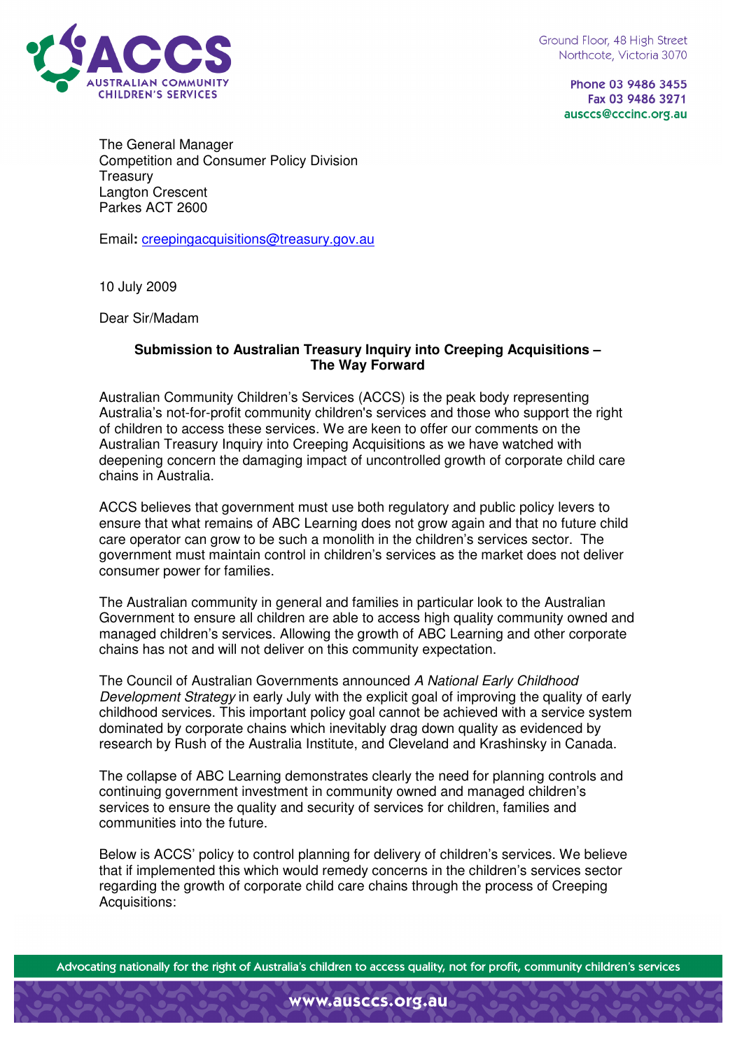ACCS
AUSTRALIAN COMMUNITY
CHILDREN'S SERVICES

Ground Floor, 48 High Street
Northcote, Victoria 3070

Phone 03 9486 3455
Fax 03 9486 3271
ausccs@cccinc.org.au

The General Manager
Competition and Consumer Policy Division
Treasury
Langton Crescent
Parkes ACT 2600

Email: creepingacquisitions@treasury.gov.au

10 July 2009

Dear Sir/Madam

**Submission to Australian Treasury Inquiry into Creeping Acquisitions – The Way Forward**

Australian Community Children's Services (ACCS) is the peak body representing Australia's not-for-profit community children's services and those who support the right of children to access these services. We are keen to offer our comments on the Australian Treasury Inquiry into Creeping Acquisitions as we have watched with deepening concern the damaging impact of uncontrolled growth of corporate child care chains in Australia.

ACCS believes that government must use both regulatory and public policy levers to ensure that what remains of ABC Learning does not grow again and that no future child care operator can grow to be such a monolith in the children's services sector. The government must maintain control in children's services as the market does not deliver consumer power for families.

The Australian community in general and families in particular look to the Australian Government to ensure all children are able to access high quality community owned and managed children's services. Allowing the growth of ABC Learning and other corporate chains has not and will not deliver on this community expectation.

The Council of Australian Governments announced *A National Early Childhood Development Strategy* in early July with the explicit goal of improving the quality of early childhood services. This important policy goal cannot be achieved with a service system dominated by corporate chains which inevitably drag down quality as evidenced by research by Rush of the Australia Institute, and Cleveland and Krashinsky in Canada.

The collapse of ABC Learning demonstrates clearly the need for planning controls and continuing government investment in community owned and managed children's services to ensure the quality and security of services for children, families and communities into the future.

Below is ACCS' policy to control planning for delivery of children's services. We believe that if implemented this which would remedy concerns in the children's services sector regarding the growth of corporate child care chains through the process of Creeping Acquisitions:

Advocating nationally for the right of Australia's children to access quality, not for profit, community children's services

www.ausccs.org.au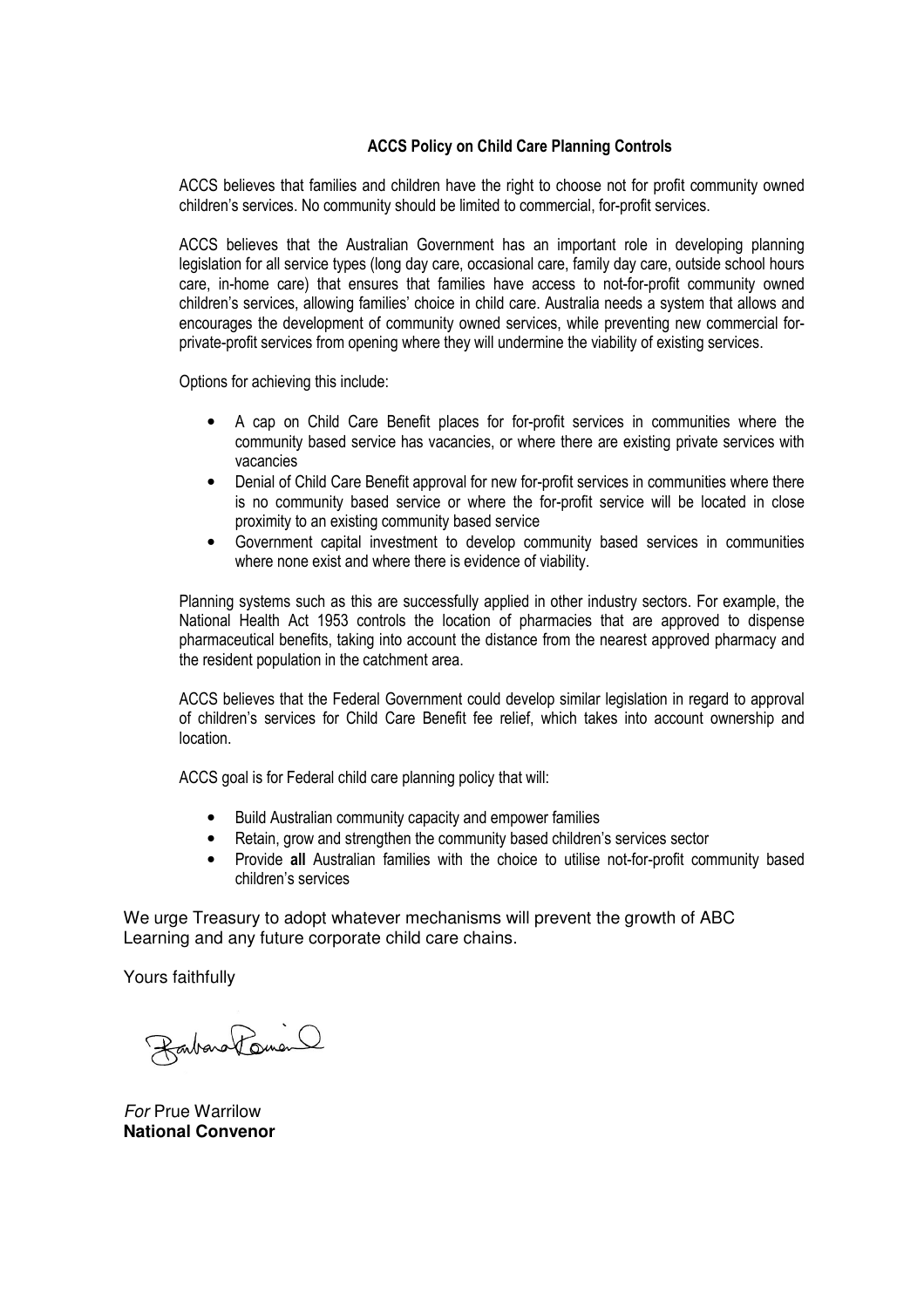### ACCS Policy on Child Care Planning Controls

ACCS believes that families and children have the right to choose not for profit community owned children's services. No community should be limited to commercial, for-profit services.

ACCS believes that the Australian Government has an important role in developing planning legislation for all service types (long day care, occasional care, family day care, outside school hours care, in-home care) that ensures that families have access to not-for-profit community owned children's services, allowing families' choice in child care. Australia needs a system that allows and encourages the development of community owned services, while preventing new commercial for-private-profit services from opening where they will undermine the viability of existing services.

Options for achieving this include:

- A cap on Child Care Benefit places for for-profit services in communities where the community based service has vacancies, or where there are existing private services with vacancies
- Denial of Child Care Benefit approval for new for-profit services in communities where there is no community based service or where the for-profit service will be located in close proximity to an existing community based service
- Government capital investment to develop community based services in communities where none exist and where there is evidence of viability.

Planning systems such as this are successfully applied in other industry sectors. For example, the National Health Act 1953 controls the location of pharmacies that are approved to dispense pharmaceutical benefits, taking into account the distance from the nearest approved pharmacy and the resident population in the catchment area.

ACCS believes that the Federal Government could develop similar legislation in regard to approval of children's services for Child Care Benefit fee relief, which takes into account ownership and location.

ACCS goal is for Federal child care planning policy that will:

- Build Australian community capacity and empower families
- Retain, grow and strengthen the community based children's services sector
- Provide **all** Australian families with the choice to utilise not-for-profit community based children's services

We urge Treasury to adopt whatever mechanisms will prevent the growth of ABC Learning and any future corporate child care chains.

Yours faithfully

*For* Prue Warrilow
**National Convenor**